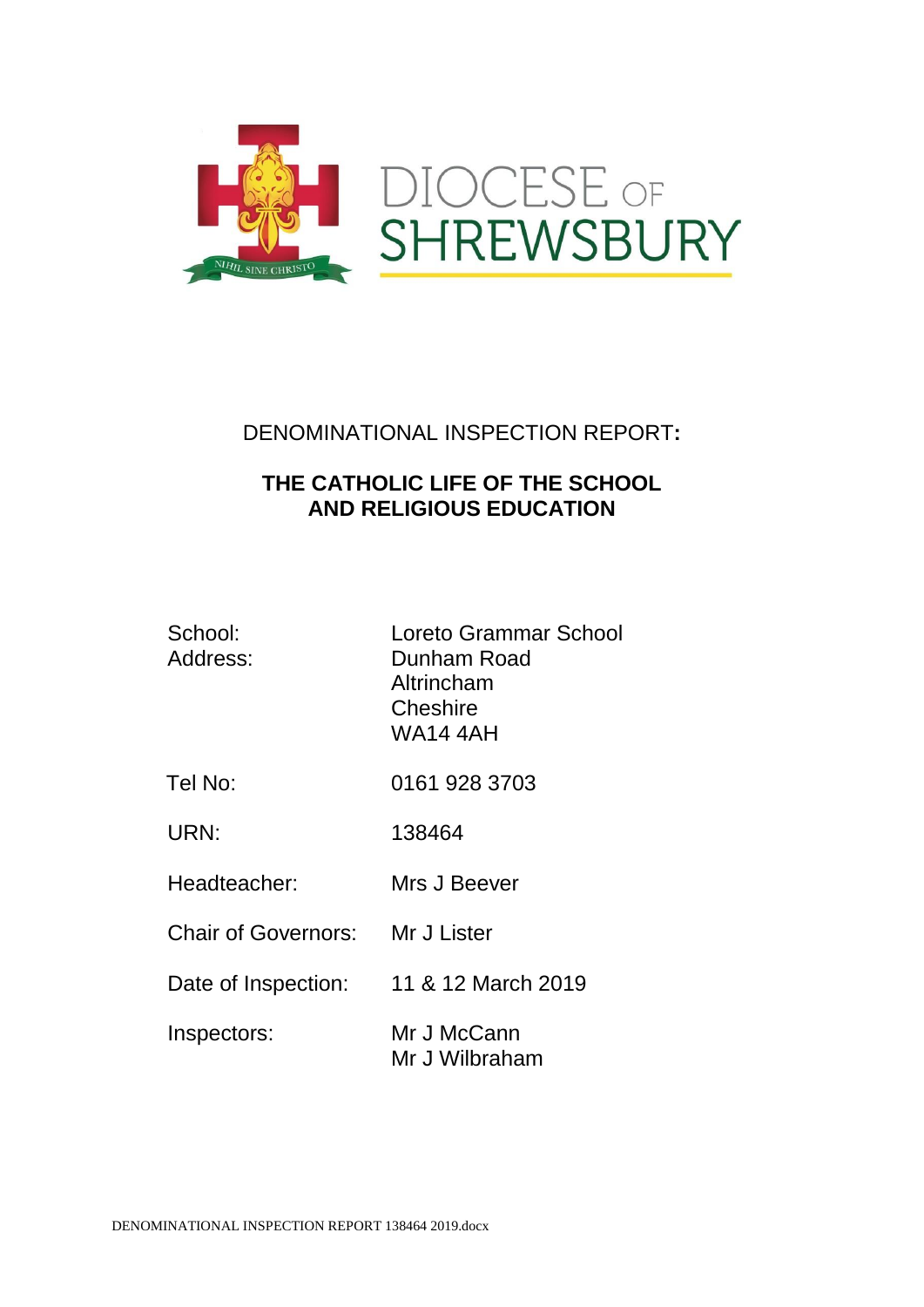DIOCESE OF SHREWSBURY

NIHIL SINE CHRISTO

# DENOMINATIONAL INSPECTION REPORT:

## THE CATHOLIC LIFE OF THE SCHOOL AND RELIGIOUS EDUCATION

| | |
|---|---|
| School: | Loreto Grammar School |
| Address: | Dunham Road<br>Altrincham<br>Cheshire<br>WA14 4AH |
| Tel No: | 0161 928 3703 |
| URN: | 138464 |
| Headteacher: | Mrs J Beever |
| Chair of Governors: | Mr J Lister |
| Date of Inspection: | 11 & 12 March 2019 |
| Inspectors: | Mr J McCann<br>Mr J Wilbraham |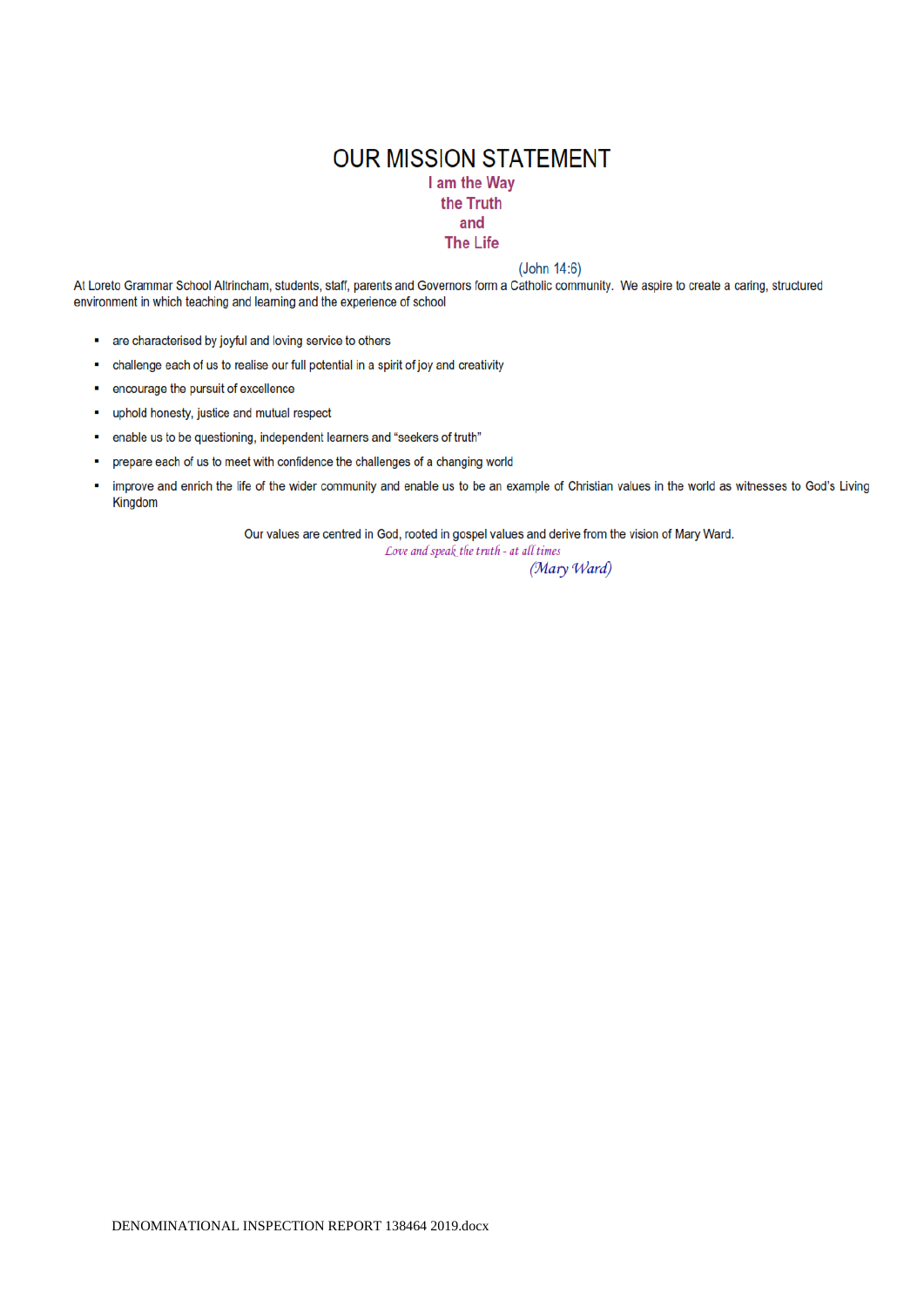# OUR MISSION STATEMENT

**I am the Way**
**the Truth**
**and**
**The Life**

(John 14:6)

At Loreto Grammar School Altrincham, students, staff, parents and Governors form a Catholic community. We aspire to create a caring, structured environment in which teaching and learning and the experience of school

- are characterised by joyful and loving service to others
- challenge each of us to realise our full potential in a spirit of joy and creativity
- encourage the pursuit of excellence
- uphold honesty, justice and mutual respect
- enable us to be questioning, independent learners and "seekers of truth"
- prepare each of us to meet with confidence the challenges of a changing world
- improve and enrich the life of the wider community and enable us to be an example of Christian values in the world as witnesses to God's Living Kingdom

Our values are centred in God, rooted in gospel values and derive from the vision of Mary Ward.

*Love and speak the truth - at all times*

*(Mary Ward)*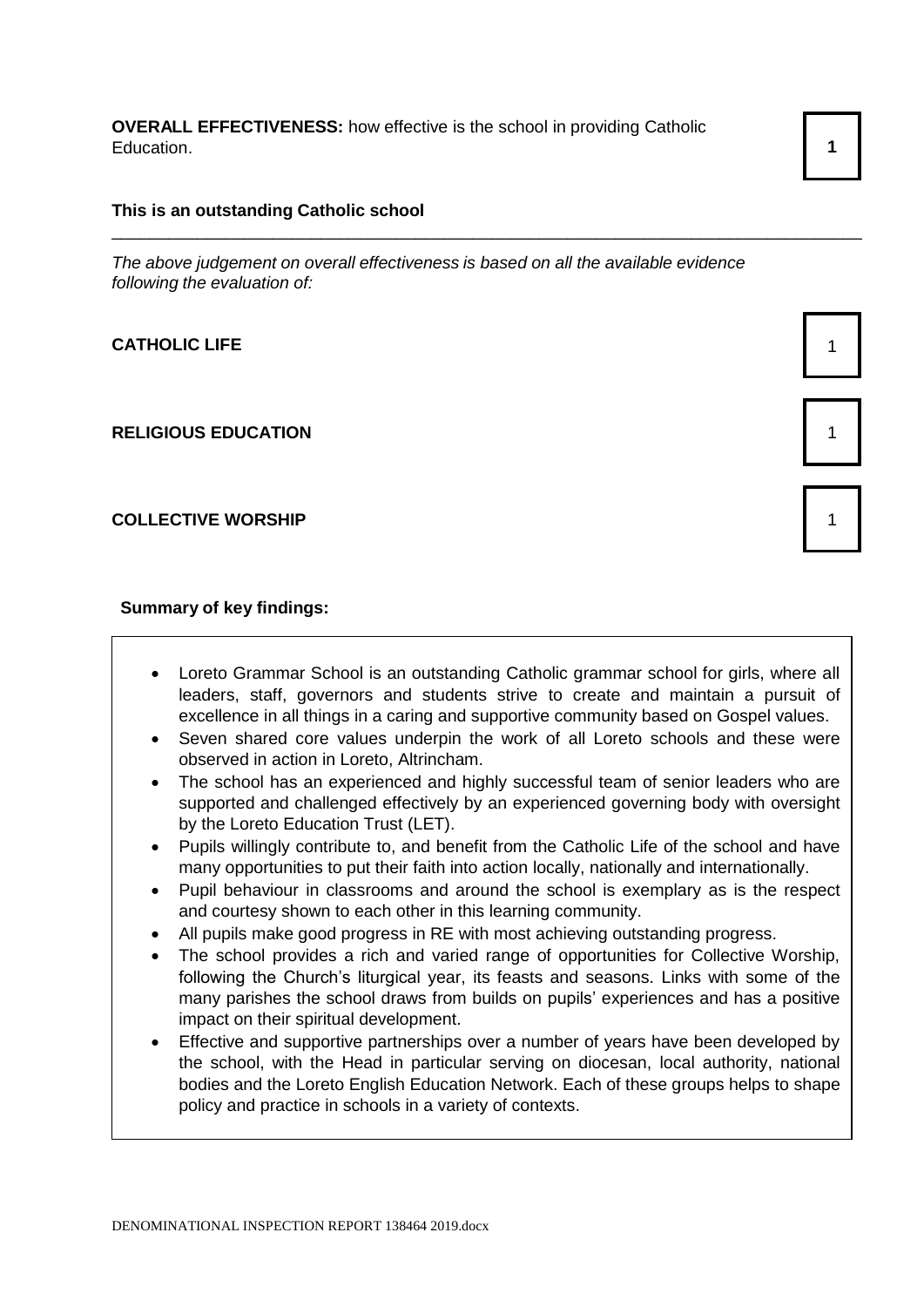**OVERALL EFFECTIVENESS:** how effective is the school in providing Catholic Education. **1**

**This is an outstanding Catholic school**

---

*The above judgement on overall effectiveness is based on all the available evidence following the evaluation of:*

| | |
|---|---|
| **CATHOLIC LIFE** | 1 |
| **RELIGIOUS EDUCATION** | 1 |
| **COLLECTIVE WORSHIP** | 1 |

**Summary of key findings:**

- Loreto Grammar School is an outstanding Catholic grammar school for girls, where all leaders, staff, governors and students strive to create and maintain a pursuit of excellence in all things in a caring and supportive community based on Gospel values.
- Seven shared core values underpin the work of all Loreto schools and these were observed in action in Loreto, Altrincham.
- The school has an experienced and highly successful team of senior leaders who are supported and challenged effectively by an experienced governing body with oversight by the Loreto Education Trust (LET).
- Pupils willingly contribute to, and benefit from the Catholic Life of the school and have many opportunities to put their faith into action locally, nationally and internationally.
- Pupil behaviour in classrooms and around the school is exemplary as is the respect and courtesy shown to each other in this learning community.
- All pupils make good progress in RE with most achieving outstanding progress.
- The school provides a rich and varied range of opportunities for Collective Worship, following the Church's liturgical year, its feasts and seasons. Links with some of the many parishes the school draws from builds on pupils' experiences and has a positive impact on their spiritual development.
- Effective and supportive partnerships over a number of years have been developed by the school, with the Head in particular serving on diocesan, local authority, national bodies and the Loreto English Education Network. Each of these groups helps to shape policy and practice in schools in a variety of contexts.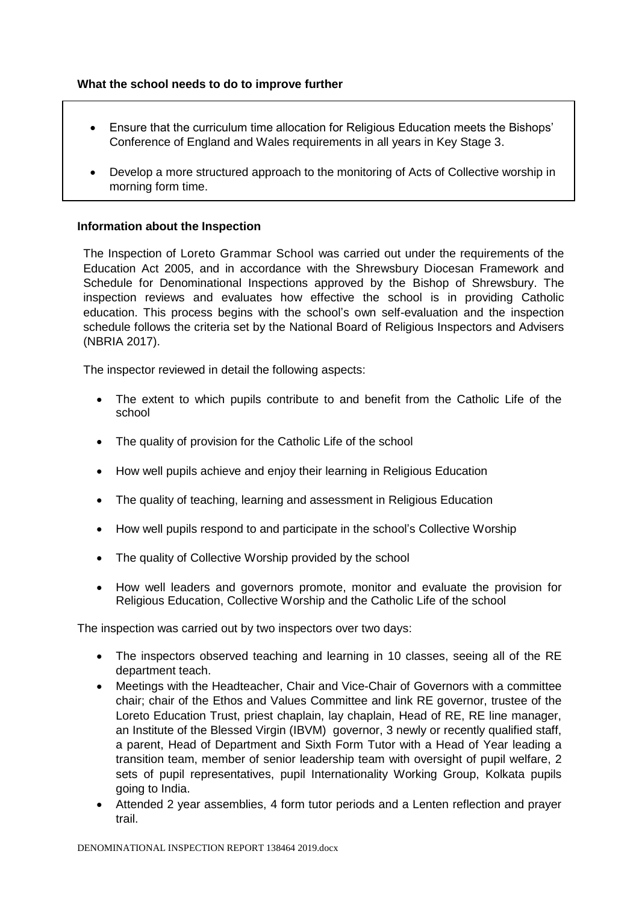**What the school needs to do to improve further**

- Ensure that the curriculum time allocation for Religious Education meets the Bishops' Conference of England and Wales requirements in all years in Key Stage 3.
- Develop a more structured approach to the monitoring of Acts of Collective worship in morning form time.

**Information about the Inspection**

The Inspection of Loreto Grammar School was carried out under the requirements of the Education Act 2005, and in accordance with the Shrewsbury Diocesan Framework and Schedule for Denominational Inspections approved by the Bishop of Shrewsbury. The inspection reviews and evaluates how effective the school is in providing Catholic education. This process begins with the school's own self-evaluation and the inspection schedule follows the criteria set by the National Board of Religious Inspectors and Advisers (NBRIA 2017).

The inspector reviewed in detail the following aspects:

- The extent to which pupils contribute to and benefit from the Catholic Life of the school
- The quality of provision for the Catholic Life of the school
- How well pupils achieve and enjoy their learning in Religious Education
- The quality of teaching, learning and assessment in Religious Education
- How well pupils respond to and participate in the school's Collective Worship
- The quality of Collective Worship provided by the school
- How well leaders and governors promote, monitor and evaluate the provision for Religious Education, Collective Worship and the Catholic Life of the school

The inspection was carried out by two inspectors over two days:

- The inspectors observed teaching and learning in 10 classes, seeing all of the RE department teach.
- Meetings with the Headteacher, Chair and Vice-Chair of Governors with a committee chair; chair of the Ethos and Values Committee and link RE governor, trustee of the Loreto Education Trust, priest chaplain, lay chaplain, Head of RE, RE line manager, an Institute of the Blessed Virgin (IBVM) governor, 3 newly or recently qualified staff, a parent, Head of Department and Sixth Form Tutor with a Head of Year leading a transition team, member of senior leadership team with oversight of pupil welfare, 2 sets of pupil representatives, pupil Internationality Working Group, Kolkata pupils going to India.
- Attended 2 year assemblies, 4 form tutor periods and a Lenten reflection and prayer trail.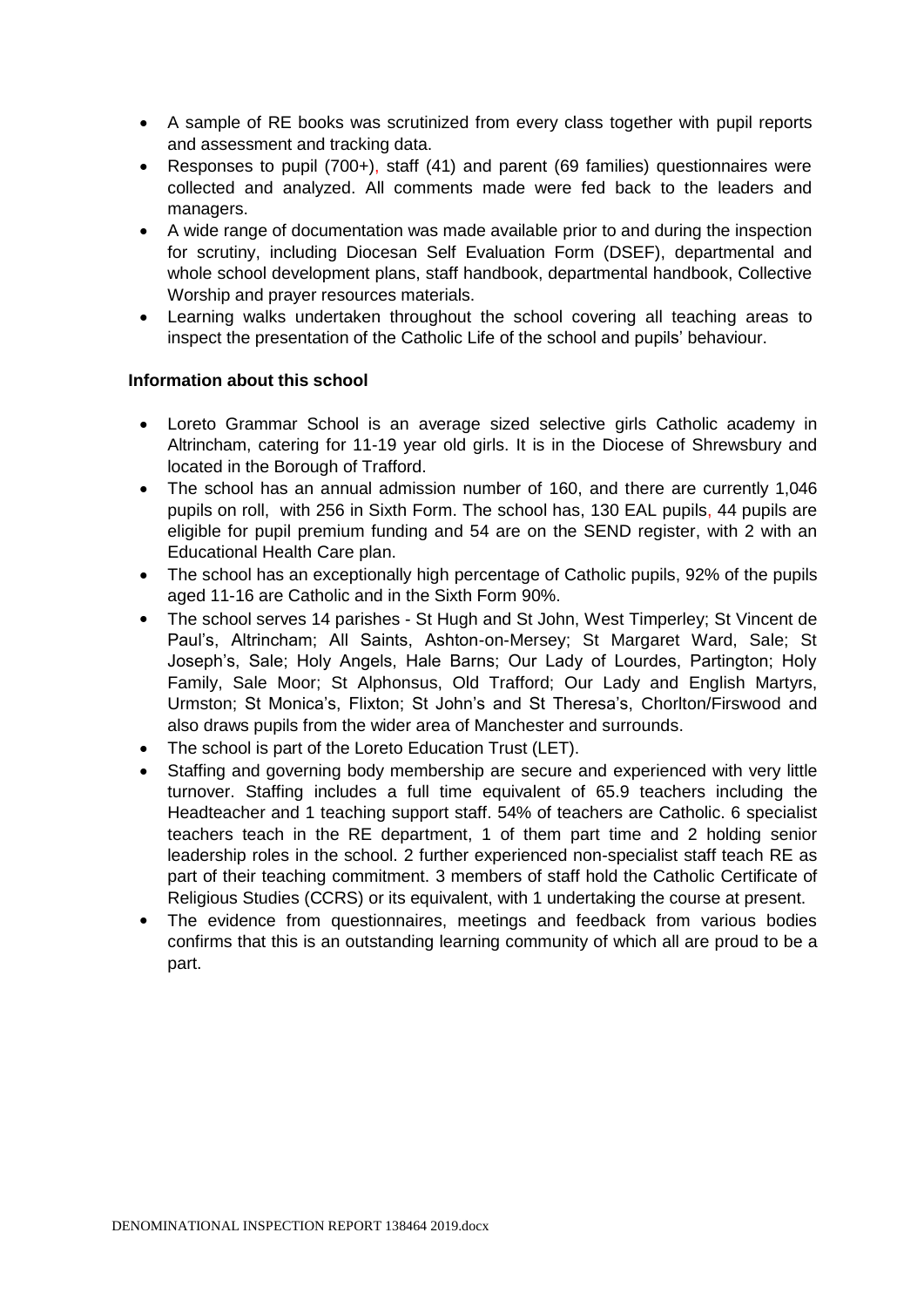- A sample of RE books was scrutinized from every class together with pupil reports and assessment and tracking data.
- Responses to pupil (700+), staff (41) and parent (69 families) questionnaires were collected and analyzed. All comments made were fed back to the leaders and managers.
- A wide range of documentation was made available prior to and during the inspection for scrutiny, including Diocesan Self Evaluation Form (DSEF), departmental and whole school development plans, staff handbook, departmental handbook, Collective Worship and prayer resources materials.
- Learning walks undertaken throughout the school covering all teaching areas to inspect the presentation of the Catholic Life of the school and pupils' behaviour.

**Information about this school**

- Loreto Grammar School is an average sized selective girls Catholic academy in Altrincham, catering for 11-19 year old girls. It is in the Diocese of Shrewsbury and located in the Borough of Trafford.
- The school has an annual admission number of 160, and there are currently 1,046 pupils on roll, with 256 in Sixth Form. The school has, 130 EAL pupils, 44 pupils are eligible for pupil premium funding and 54 are on the SEND register, with 2 with an Educational Health Care plan.
- The school has an exceptionally high percentage of Catholic pupils, 92% of the pupils aged 11-16 are Catholic and in the Sixth Form 90%.
- The school serves 14 parishes - St Hugh and St John, West Timperley; St Vincent de Paul's, Altrincham; All Saints, Ashton-on-Mersey; St Margaret Ward, Sale; St Joseph's, Sale; Holy Angels, Hale Barns; Our Lady of Lourdes, Partington; Holy Family, Sale Moor; St Alphonsus, Old Trafford; Our Lady and English Martyrs, Urmston; St Monica's, Flixton; St John's and St Theresa's, Chorlton/Firswood and also draws pupils from the wider area of Manchester and surrounds.
- The school is part of the Loreto Education Trust (LET).
- Staffing and governing body membership are secure and experienced with very little turnover. Staffing includes a full time equivalent of 65.9 teachers including the Headteacher and 1 teaching support staff. 54% of teachers are Catholic. 6 specialist teachers teach in the RE department, 1 of them part time and 2 holding senior leadership roles in the school. 2 further experienced non-specialist staff teach RE as part of their teaching commitment. 3 members of staff hold the Catholic Certificate of Religious Studies (CCRS) or its equivalent, with 1 undertaking the course at present.
- The evidence from questionnaires, meetings and feedback from various bodies confirms that this is an outstanding learning community of which all are proud to be a part.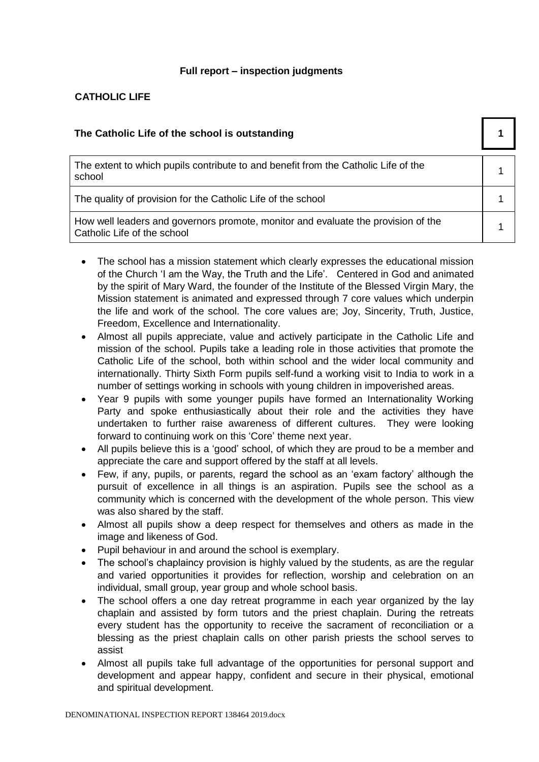## Full report – inspection judgments

### CATHOLIC LIFE

| **The Catholic Life of the school is outstanding** | **1** |
|---|---|
| The extent to which pupils contribute to and benefit from the Catholic Life of the school | 1 |
| The quality of provision for the Catholic Life of the school | 1 |
| How well leaders and governors promote, monitor and evaluate the provision of the Catholic Life of the school | 1 |

- The school has a mission statement which clearly expresses the educational mission of the Church 'I am the Way, the Truth and the Life'. Centered in God and animated by the spirit of Mary Ward, the founder of the Institute of the Blessed Virgin Mary, the Mission statement is animated and expressed through 7 core values which underpin the life and work of the school. The core values are; Joy, Sincerity, Truth, Justice, Freedom, Excellence and Internationality.
- Almost all pupils appreciate, value and actively participate in the Catholic Life and mission of the school. Pupils take a leading role in those activities that promote the Catholic Life of the school, both within school and the wider local community and internationally. Thirty Sixth Form pupils self-fund a working visit to India to work in a number of settings working in schools with young children in impoverished areas.
- Year 9 pupils with some younger pupils have formed an Internationality Working Party and spoke enthusiastically about their role and the activities they have undertaken to further raise awareness of different cultures. They were looking forward to continuing work on this 'Core' theme next year.
- All pupils believe this is a 'good' school, of which they are proud to be a member and appreciate the care and support offered by the staff at all levels.
- Few, if any, pupils, or parents, regard the school as an 'exam factory' although the pursuit of excellence in all things is an aspiration. Pupils see the school as a community which is concerned with the development of the whole person. This view was also shared by the staff.
- Almost all pupils show a deep respect for themselves and others as made in the image and likeness of God.
- Pupil behaviour in and around the school is exemplary.
- The school's chaplaincy provision is highly valued by the students, as are the regular and varied opportunities it provides for reflection, worship and celebration on an individual, small group, year group and whole school basis.
- The school offers a one day retreat programme in each year organized by the lay chaplain and assisted by form tutors and the priest chaplain. During the retreats every student has the opportunity to receive the sacrament of reconciliation or a blessing as the priest chaplain calls on other parish priests the school serves to assist
- Almost all pupils take full advantage of the opportunities for personal support and development and appear happy, confident and secure in their physical, emotional and spiritual development.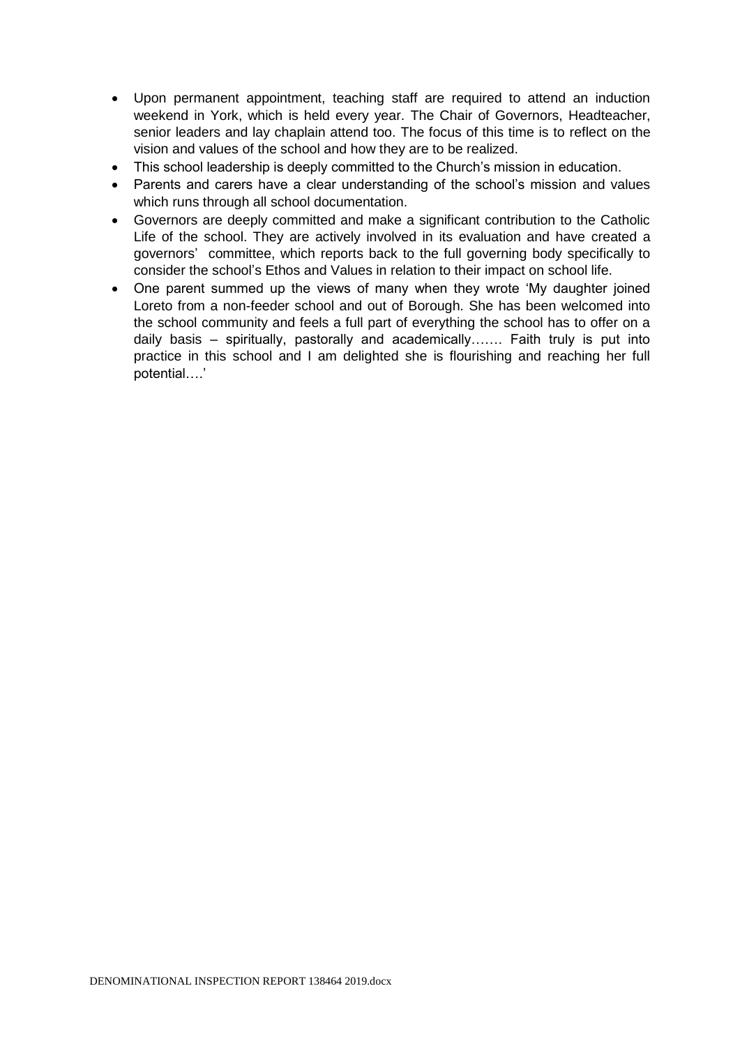- Upon permanent appointment, teaching staff are required to attend an induction weekend in York, which is held every year. The Chair of Governors, Headteacher, senior leaders and lay chaplain attend too. The focus of this time is to reflect on the vision and values of the school and how they are to be realized.
- This school leadership is deeply committed to the Church's mission in education.
- Parents and carers have a clear understanding of the school's mission and values which runs through all school documentation.
- Governors are deeply committed and make a significant contribution to the Catholic Life of the school. They are actively involved in its evaluation and have created a governors' committee, which reports back to the full governing body specifically to consider the school's Ethos and Values in relation to their impact on school life.
- One parent summed up the views of many when they wrote 'My daughter joined Loreto from a non-feeder school and out of Borough. She has been welcomed into the school community and feels a full part of everything the school has to offer on a daily basis – spiritually, pastorally and academically……. Faith truly is put into practice in this school and I am delighted she is flourishing and reaching her full potential….'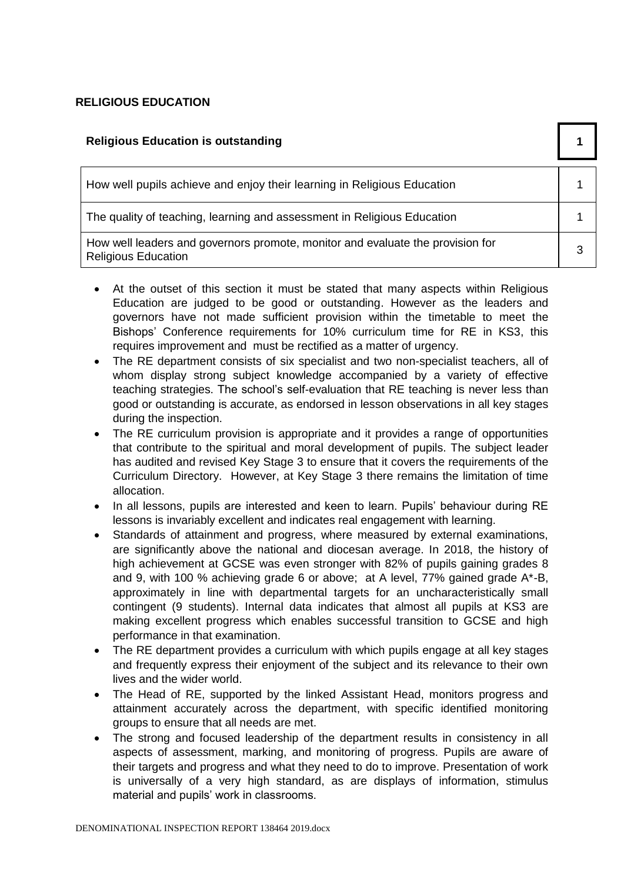**RELIGIOUS EDUCATION**

| Religious Education is outstanding | 1 |
|---|---|
| How well pupils achieve and enjoy their learning in Religious Education | 1 |
| The quality of teaching, learning and assessment in Religious Education | 1 |
| How well leaders and governors promote, monitor and evaluate the provision for Religious Education | 3 |

- At the outset of this section it must be stated that many aspects within Religious Education are judged to be good or outstanding. However as the leaders and governors have not made sufficient provision within the timetable to meet the Bishops' Conference requirements for 10% curriculum time for RE in KS3, this requires improvement and must be rectified as a matter of urgency.
- The RE department consists of six specialist and two non-specialist teachers, all of whom display strong subject knowledge accompanied by a variety of effective teaching strategies. The school's self-evaluation that RE teaching is never less than good or outstanding is accurate, as endorsed in lesson observations in all key stages during the inspection.
- The RE curriculum provision is appropriate and it provides a range of opportunities that contribute to the spiritual and moral development of pupils. The subject leader has audited and revised Key Stage 3 to ensure that it covers the requirements of the Curriculum Directory. However, at Key Stage 3 there remains the limitation of time allocation.
- In all lessons, pupils are interested and keen to learn. Pupils' behaviour during RE lessons is invariably excellent and indicates real engagement with learning.
- Standards of attainment and progress, where measured by external examinations, are significantly above the national and diocesan average. In 2018, the history of high achievement at GCSE was even stronger with 82% of pupils gaining grades 8 and 9, with 100 % achieving grade 6 or above; at A level, 77% gained grade A*-B, approximately in line with departmental targets for an uncharacteristically small contingent (9 students). Internal data indicates that almost all pupils at KS3 are making excellent progress which enables successful transition to GCSE and high performance in that examination.
- The RE department provides a curriculum with which pupils engage at all key stages and frequently express their enjoyment of the subject and its relevance to their own lives and the wider world.
- The Head of RE, supported by the linked Assistant Head, monitors progress and attainment accurately across the department, with specific identified monitoring groups to ensure that all needs are met.
- The strong and focused leadership of the department results in consistency in all aspects of assessment, marking, and monitoring of progress. Pupils are aware of their targets and progress and what they need to do to improve. Presentation of work is universally of a very high standard, as are displays of information, stimulus material and pupils' work in classrooms.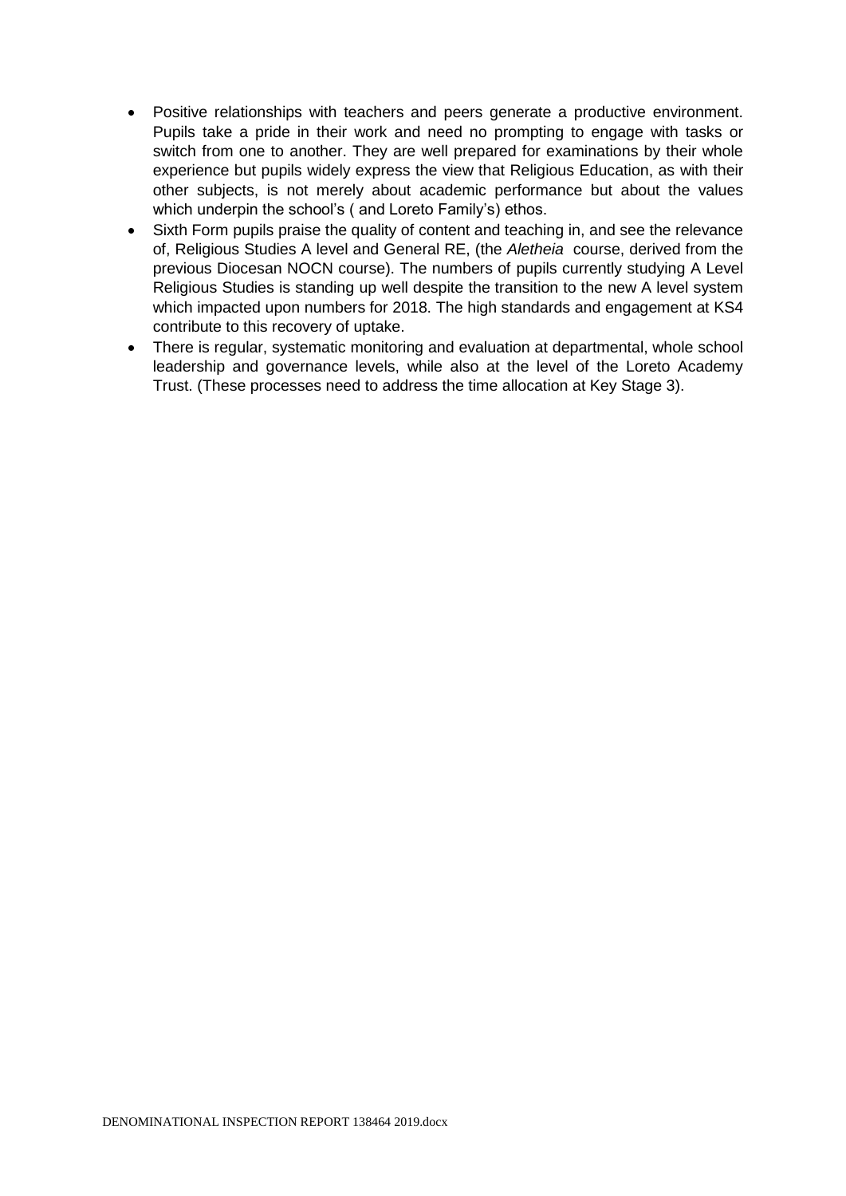- Positive relationships with teachers and peers generate a productive environment. Pupils take a pride in their work and need no prompting to engage with tasks or switch from one to another. They are well prepared for examinations by their whole experience but pupils widely express the view that Religious Education, as with their other subjects, is not merely about academic performance but about the values which underpin the school's ( and Loreto Family's) ethos.
- Sixth Form pupils praise the quality of content and teaching in, and see the relevance of, Religious Studies A level and General RE, (the *Aletheia* course, derived from the previous Diocesan NOCN course). The numbers of pupils currently studying A Level Religious Studies is standing up well despite the transition to the new A level system which impacted upon numbers for 2018. The high standards and engagement at KS4 contribute to this recovery of uptake.
- There is regular, systematic monitoring and evaluation at departmental, whole school leadership and governance levels, while also at the level of the Loreto Academy Trust. (These processes need to address the time allocation at Key Stage 3).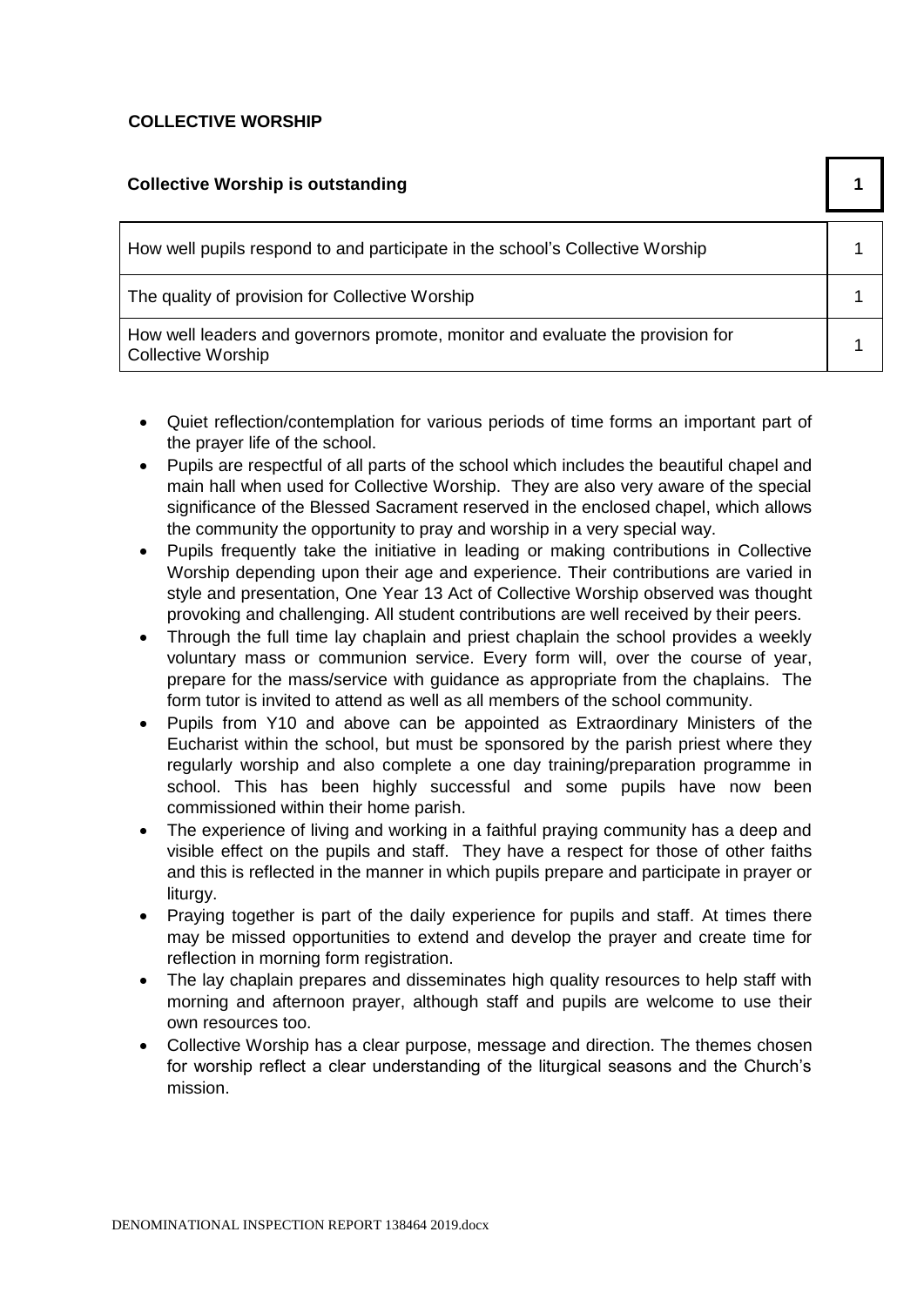## COLLECTIVE WORSHIP

| | |
|---|---|
| **Collective Worship is outstanding** | **1** |
| How well pupils respond to and participate in the school's Collective Worship | 1 |
| The quality of provision for Collective Worship | 1 |
| How well leaders and governors promote, monitor and evaluate the provision for Collective Worship | 1 |

- Quiet reflection/contemplation for various periods of time forms an important part of the prayer life of the school.
- Pupils are respectful of all parts of the school which includes the beautiful chapel and main hall when used for Collective Worship. They are also very aware of the special significance of the Blessed Sacrament reserved in the enclosed chapel, which allows the community the opportunity to pray and worship in a very special way.
- Pupils frequently take the initiative in leading or making contributions in Collective Worship depending upon their age and experience. Their contributions are varied in style and presentation, One Year 13 Act of Collective Worship observed was thought provoking and challenging. All student contributions are well received by their peers.
- Through the full time lay chaplain and priest chaplain the school provides a weekly voluntary mass or communion service. Every form will, over the course of year, prepare for the mass/service with guidance as appropriate from the chaplains. The form tutor is invited to attend as well as all members of the school community.
- Pupils from Y10 and above can be appointed as Extraordinary Ministers of the Eucharist within the school, but must be sponsored by the parish priest where they regularly worship and also complete a one day training/preparation programme in school. This has been highly successful and some pupils have now been commissioned within their home parish.
- The experience of living and working in a faithful praying community has a deep and visible effect on the pupils and staff. They have a respect for those of other faiths and this is reflected in the manner in which pupils prepare and participate in prayer or liturgy.
- Praying together is part of the daily experience for pupils and staff. At times there may be missed opportunities to extend and develop the prayer and create time for reflection in morning form registration.
- The lay chaplain prepares and disseminates high quality resources to help staff with morning and afternoon prayer, although staff and pupils are welcome to use their own resources too.
- Collective Worship has a clear purpose, message and direction. The themes chosen for worship reflect a clear understanding of the liturgical seasons and the Church's mission.